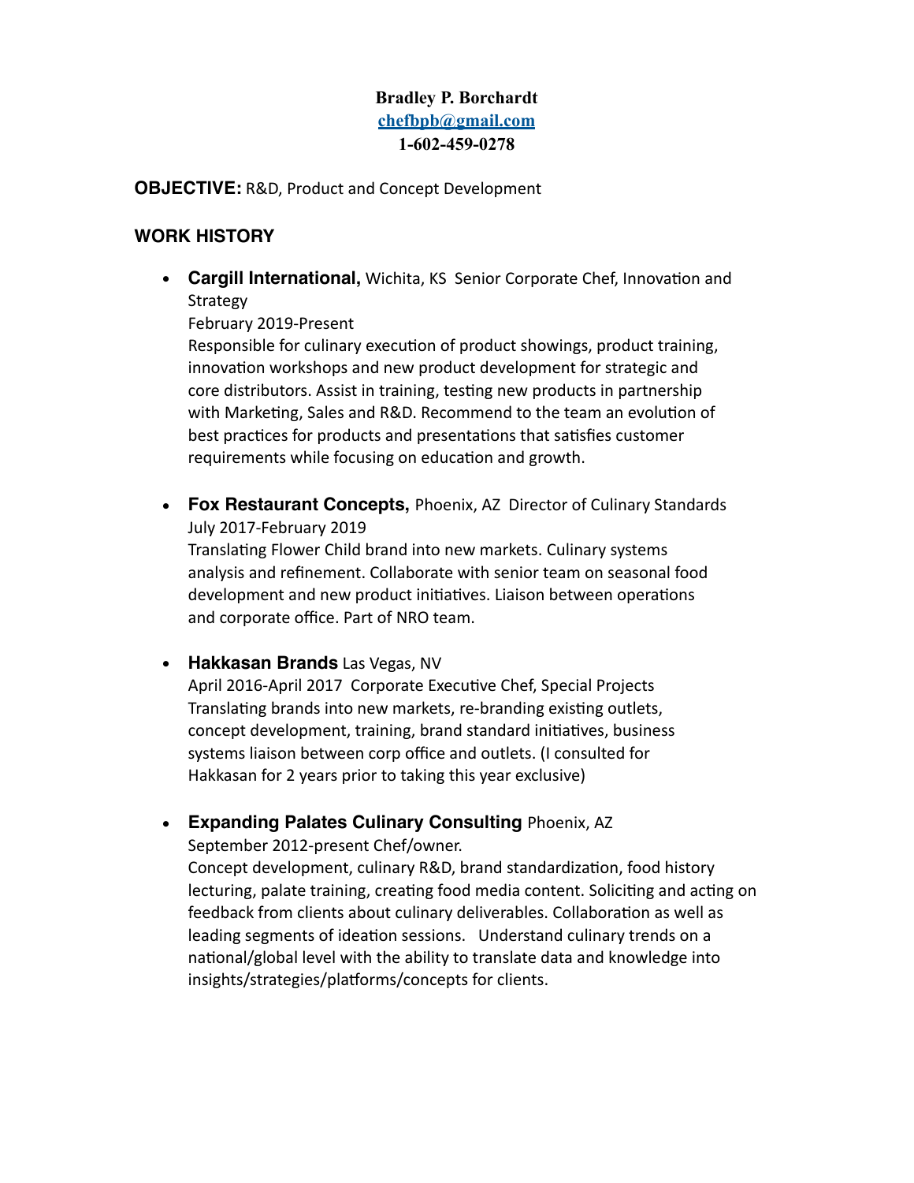**Bradley P. Borchardt**
**chefbpb@gmail.com**
**1-602-459-0278**

**OBJECTIVE:** R&D, Product and Concept Development

## WORK HISTORY

- **Cargill International,** Wichita, KS Senior Corporate Chef, Innovation and Strategy
  February 2019-Present
  Responsible for culinary execution of product showings, product training, innovation workshops and new product development for strategic and core distributors. Assist in training, testing new products in partnership with Marketing, Sales and R&D. Recommend to the team an evolution of best practices for products and presentations that satisfies customer requirements while focusing on education and growth.

- **Fox Restaurant Concepts,** Phoenix, AZ Director of Culinary Standards
  July 2017-February 2019
  Translating Flower Child brand into new markets. Culinary systems analysis and refinement. Collaborate with senior team on seasonal food development and new product initiatives. Liaison between operations and corporate office. Part of NRO team.

- **Hakkasan Brands** Las Vegas, NV
  April 2016-April 2017 Corporate Executive Chef, Special Projects
  Translating brands into new markets, re-branding existing outlets, concept development, training, brand standard initiatives, business systems liaison between corp office and outlets. (I consulted for Hakkasan for 2 years prior to taking this year exclusive)

- **Expanding Palates Culinary Consulting** Phoenix, AZ
  September 2012-present Chef/owner.
  Concept development, culinary R&D, brand standardization, food history lecturing, palate training, creating food media content. Soliciting and acting on feedback from clients about culinary deliverables. Collaboration as well as leading segments of ideation sessions. Understand culinary trends on a national/global level with the ability to translate data and knowledge into insights/strategies/platforms/concepts for clients.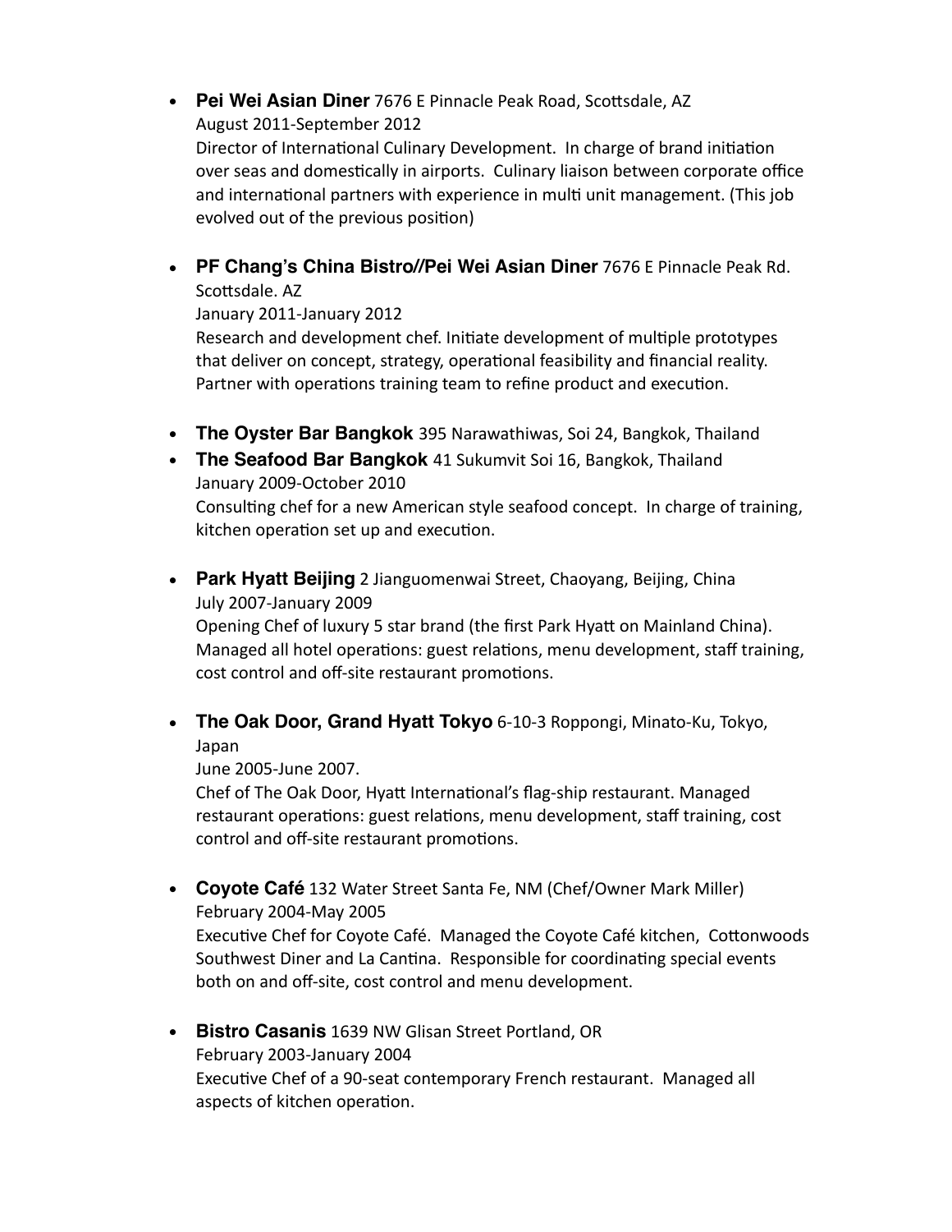- **Pei Wei Asian Diner** 7676 E Pinnacle Peak Road, Scottsdale, AZ
  August 2011-September 2012
  Director of International Culinary Development. In charge of brand initiation over seas and domestically in airports. Culinary liaison between corporate office and international partners with experience in multi unit management. (This job evolved out of the previous position)

- **PF Chang's China Bistro//Pei Wei Asian Diner** 7676 E Pinnacle Peak Rd. Scottsdale. AZ
  January 2011-January 2012
  Research and development chef. Initiate development of multiple prototypes that deliver on concept, strategy, operational feasibility and financial reality. Partner with operations training team to refine product and execution.

- **The Oyster Bar Bangkok** 395 Narawathiwas, Soi 24, Bangkok, Thailand
- **The Seafood Bar Bangkok** 41 Sukumvit Soi 16, Bangkok, Thailand
  January 2009-October 2010
  Consulting chef for a new American style seafood concept. In charge of training, kitchen operation set up and execution.

- **Park Hyatt Beijing** 2 Jianguomenwai Street, Chaoyang, Beijing, China
  July 2007-January 2009
  Opening Chef of luxury 5 star brand (the first Park Hyatt on Mainland China). Managed all hotel operations: guest relations, menu development, staff training, cost control and off-site restaurant promotions.

- **The Oak Door, Grand Hyatt Tokyo** 6-10-3 Roppongi, Minato-Ku, Tokyo, Japan
  June 2005-June 2007.
  Chef of The Oak Door, Hyatt International's flag-ship restaurant. Managed restaurant operations: guest relations, menu development, staff training, cost control and off-site restaurant promotions.

- **Coyote Café** 132 Water Street Santa Fe, NM (Chef/Owner Mark Miller)
  February 2004-May 2005
  Executive Chef for Coyote Café. Managed the Coyote Café kitchen, Cottonwoods Southwest Diner and La Cantina. Responsible for coordinating special events both on and off-site, cost control and menu development.

- **Bistro Casanis** 1639 NW Glisan Street Portland, OR
  February 2003-January 2004
  Executive Chef of a 90-seat contemporary French restaurant. Managed all aspects of kitchen operation.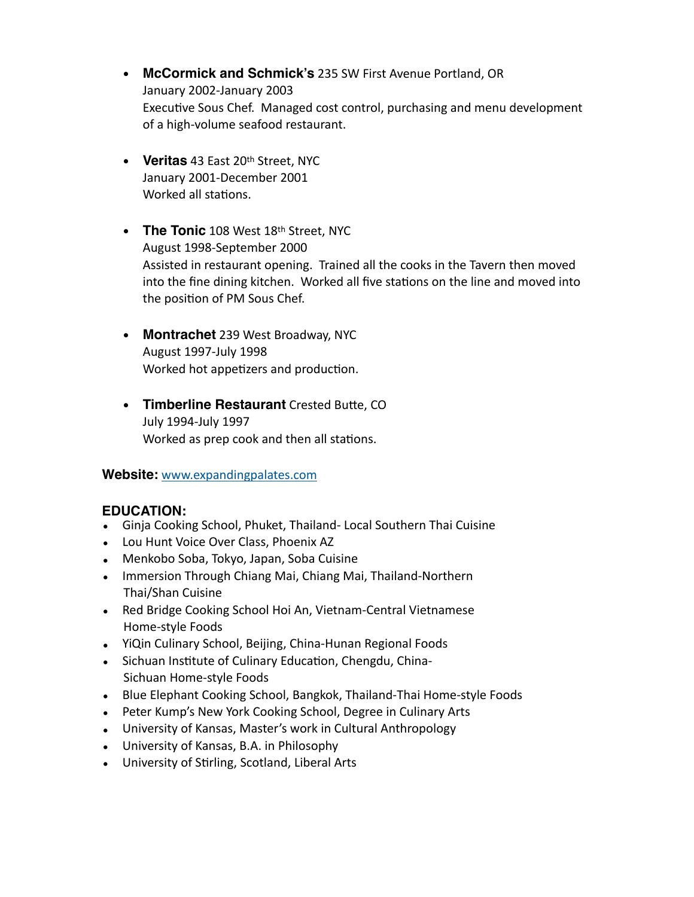- **McCormick and Schmick's** 235 SW First Avenue Portland, OR
  January 2002-January 2003
  Executive Sous Chef. Managed cost control, purchasing and menu development of a high-volume seafood restaurant.

- **Veritas** 43 East 20th Street, NYC
  January 2001-December 2001
  Worked all stations.

- **The Tonic** 108 West 18th Street, NYC
  August 1998-September 2000
  Assisted in restaurant opening. Trained all the cooks in the Tavern then moved into the fine dining kitchen. Worked all five stations on the line and moved into the position of PM Sous Chef.

- **Montrachet** 239 West Broadway, NYC
  August 1997-July 1998
  Worked hot appetizers and production.

- **Timberline Restaurant** Crested Butte, CO
  July 1994-July 1997
  Worked as prep cook and then all stations.

**Website:** www.expandingpalates.com

## EDUCATION:

- Ginja Cooking School, Phuket, Thailand- Local Southern Thai Cuisine
- Lou Hunt Voice Over Class, Phoenix AZ
- Menkobo Soba, Tokyo, Japan, Soba Cuisine
- Immersion Through Chiang Mai, Chiang Mai, Thailand-Northern Thai/Shan Cuisine
- Red Bridge Cooking School Hoi An, Vietnam-Central Vietnamese Home-style Foods
- YiQin Culinary School, Beijing, China-Hunan Regional Foods
- Sichuan Institute of Culinary Education, Chengdu, China-Sichuan Home-style Foods
- Blue Elephant Cooking School, Bangkok, Thailand-Thai Home-style Foods
- Peter Kump's New York Cooking School, Degree in Culinary Arts
- University of Kansas, Master's work in Cultural Anthropology
- University of Kansas, B.A. in Philosophy
- University of Stirling, Scotland, Liberal Arts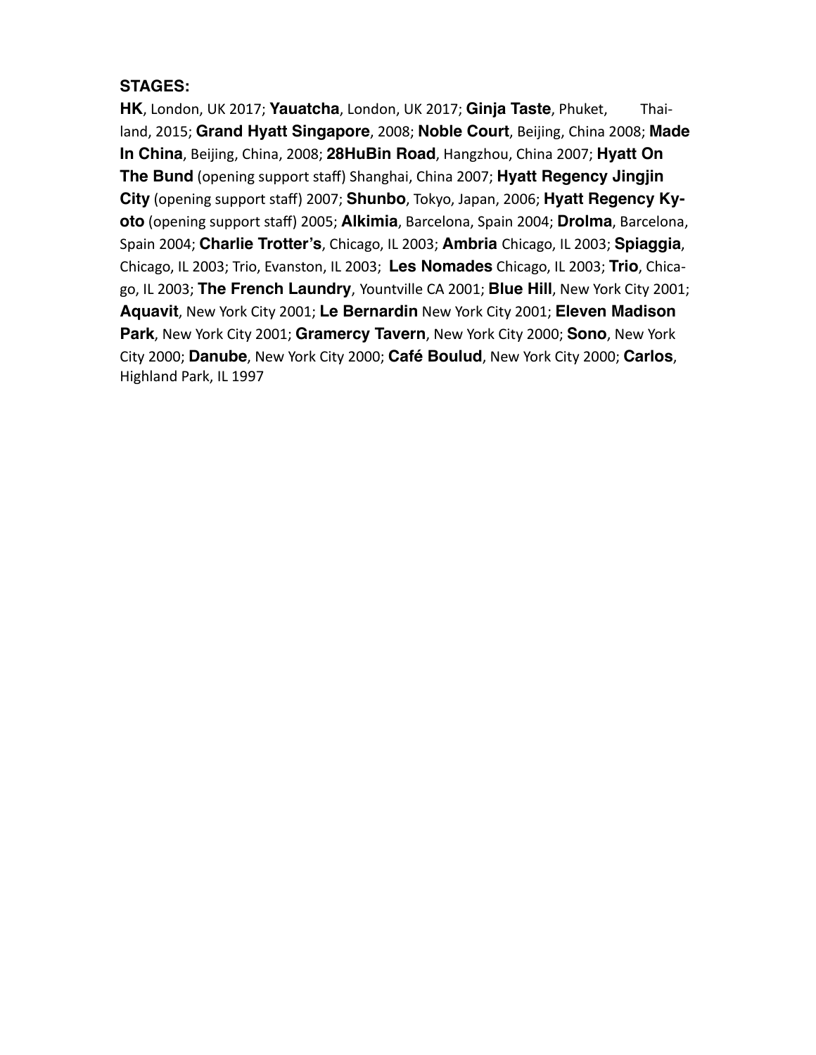**STAGES:**

**HK**, London, UK 2017; **Yauatcha**, London, UK 2017; **Ginja Taste**, Phuket, Thailand, 2015; **Grand Hyatt Singapore**, 2008; **Noble Court**, Beijing, China 2008; **Made In China**, Beijing, China, 2008; **28HuBin Road**, Hangzhou, China 2007; **Hyatt On The Bund** (opening support staff) Shanghai, China 2007; **Hyatt Regency Jingjin City** (opening support staff) 2007; **Shunbo**, Tokyo, Japan, 2006; **Hyatt Regency Kyoto** (opening support staff) 2005; **Alkimia**, Barcelona, Spain 2004; **Drolma**, Barcelona, Spain 2004; **Charlie Trotter's**, Chicago, IL 2003; **Ambria** Chicago, IL 2003; **Spiaggia**, Chicago, IL 2003; Trio, Evanston, IL 2003; **Les Nomades** Chicago, IL 2003; **Trio**, Chicago, IL 2003; **The French Laundry**, Yountville CA 2001; **Blue Hill**, New York City 2001; **Aquavit**, New York City 2001; **Le Bernardin** New York City 2001; **Eleven Madison Park**, New York City 2001; **Gramercy Tavern**, New York City 2000; **Sono**, New York City 2000; **Danube**, New York City 2000; **Café Boulud**, New York City 2000; **Carlos**, Highland Park, IL 1997